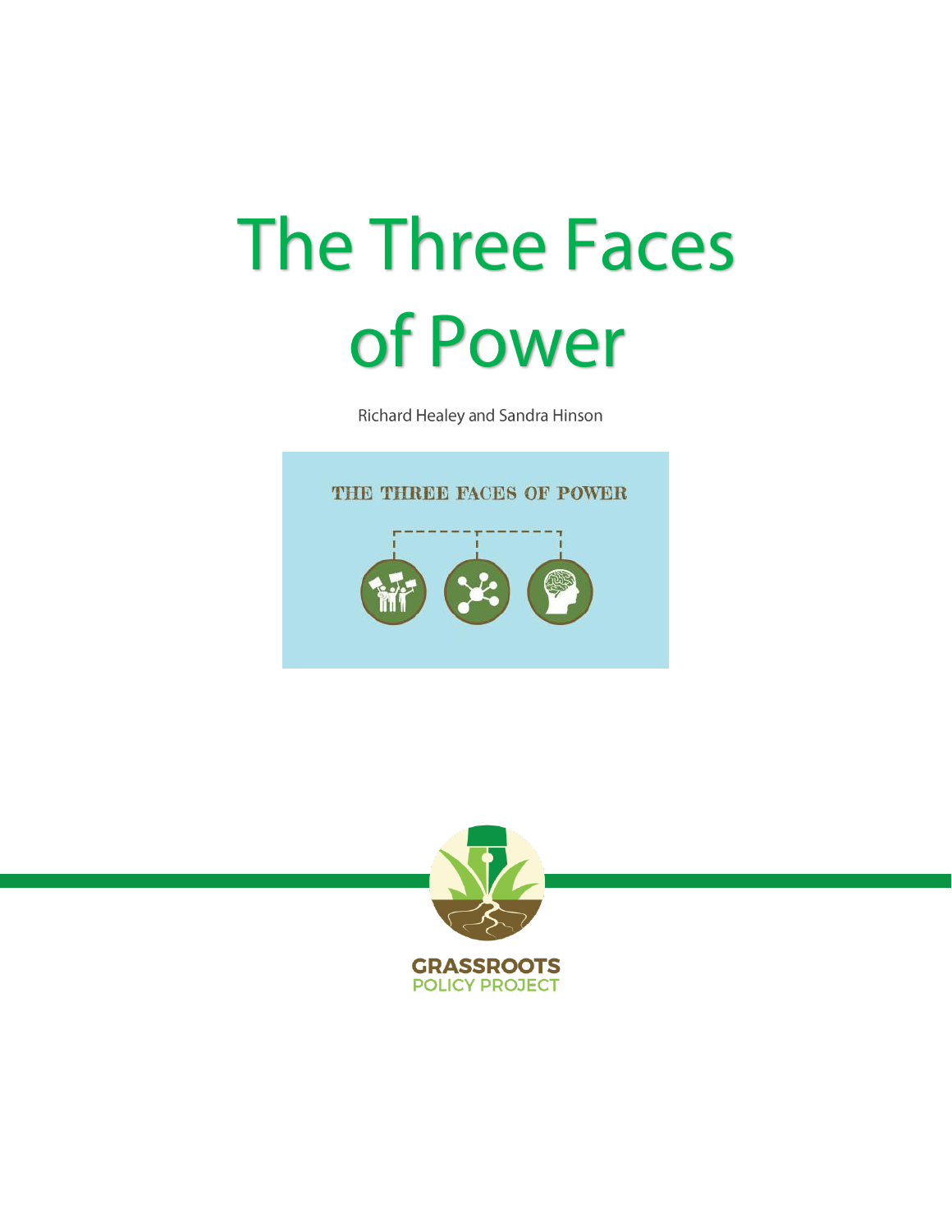# The Three Faces of Power

Richard Healey and Sandra Hinson

THE THREE FACES OF POWER

GRASSROOTS
POLICY PROJECT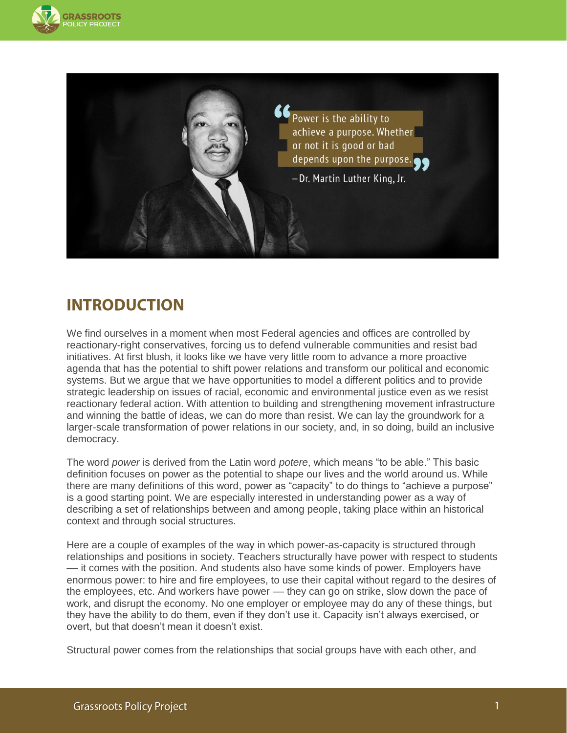> "Power is the ability to achieve a purpose. Whether or not it is good or bad depends upon the purpose."
>
> – Dr. Martin Luther King, Jr.

## INTRODUCTION

We find ourselves in a moment when most Federal agencies and offices are controlled by reactionary-right conservatives, forcing us to defend vulnerable communities and resist bad initiatives. At first blush, it looks like we have very little room to advance a more proactive agenda that has the potential to shift power relations and transform our political and economic systems. But we argue that we have opportunities to model a different politics and to provide strategic leadership on issues of racial, economic and environmental justice even as we resist reactionary federal action. With attention to building and strengthening movement infrastructure and winning the battle of ideas, we can do more than resist. We can lay the groundwork for a larger-scale transformation of power relations in our society, and, in so doing, build an inclusive democracy.

The word *power* is derived from the Latin word *potere*, which means "to be able." This basic definition focuses on power as the potential to shape our lives and the world around us. While there are many definitions of this word, power as "capacity" to do things to "achieve a purpose" is a good starting point. We are especially interested in understanding power as a way of describing a set of relationships between and among people, taking place within an historical context and through social structures.

Here are a couple of examples of the way in which power-as-capacity is structured through relationships and positions in society. Teachers structurally have power with respect to students — it comes with the position. And students also have some kinds of power. Employers have enormous power: to hire and fire employees, to use their capital without regard to the desires of the employees, etc. And workers have power — they can go on strike, slow down the pace of work, and disrupt the economy. No one employer or employee may do any of these things, but they have the ability to do them, even if they don't use it. Capacity isn't always exercised, or overt, but that doesn't mean it doesn't exist.

Structural power comes from the relationships that social groups have with each other, and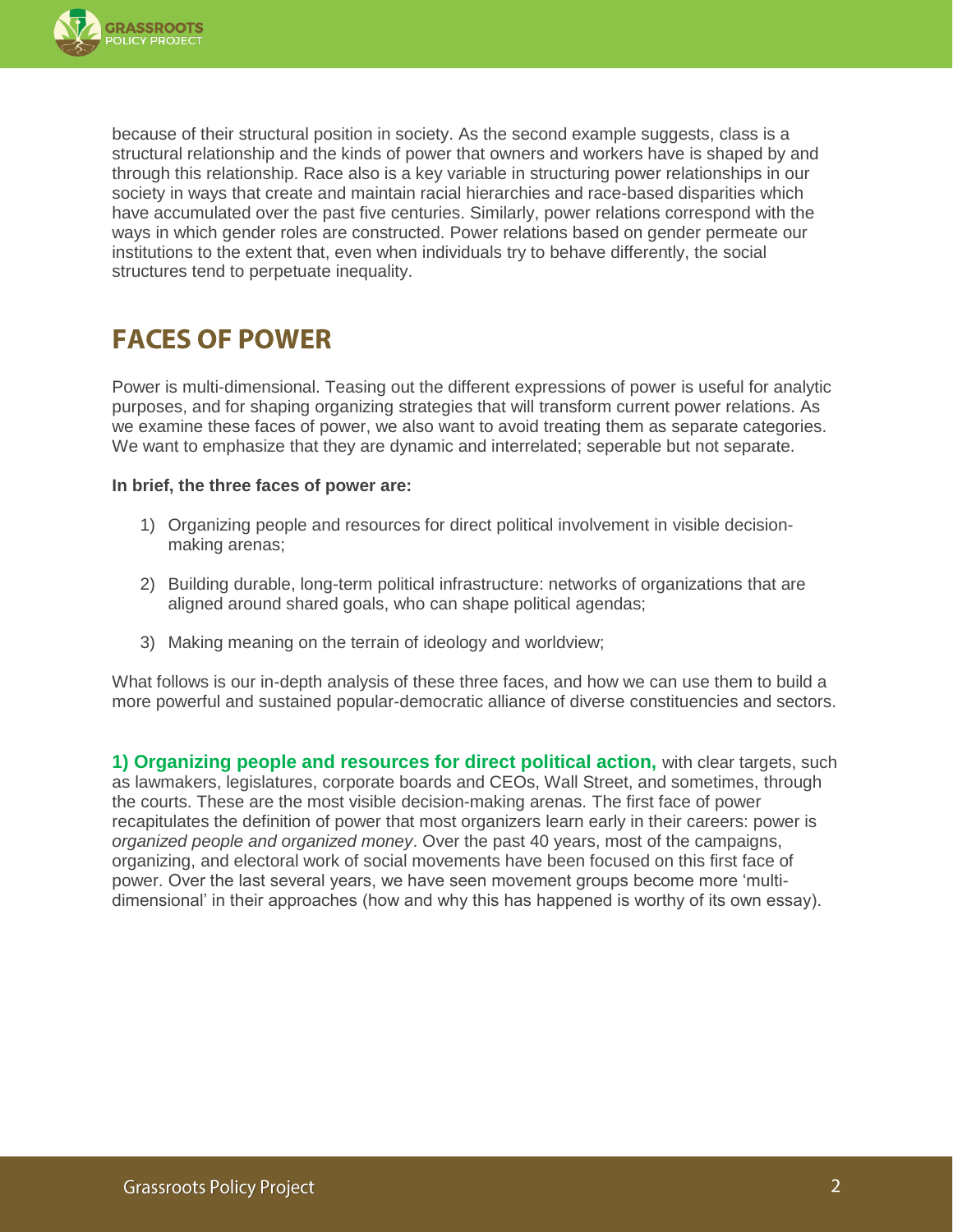because of their structural position in society. As the second example suggests, class is a structural relationship and the kinds of power that owners and workers have is shaped by and through this relationship. Race also is a key variable in structuring power relationships in our society in ways that create and maintain racial hierarchies and race-based disparities which have accumulated over the past five centuries. Similarly, power relations correspond with the ways in which gender roles are constructed. Power relations based on gender permeate our institutions to the extent that, even when individuals try to behave differently, the social structures tend to perpetuate inequality.

## FACES OF POWER

Power is multi-dimensional. Teasing out the different expressions of power is useful for analytic purposes, and for shaping organizing strategies that will transform current power relations. As we examine these faces of power, we also want to avoid treating them as separate categories. We want to emphasize that they are dynamic and interrelated; seperable but not separate.

**In brief, the three faces of power are:**

1) Organizing people and resources for direct political involvement in visible decision-making arenas;

2) Building durable, long-term political infrastructure: networks of organizations that are aligned around shared goals, who can shape political agendas;

3) Making meaning on the terrain of ideology and worldview;

What follows is our in-depth analysis of these three faces, and how we can use them to build a more powerful and sustained popular-democratic alliance of diverse constituencies and sectors.

**1) Organizing people and resources for direct political action,** with clear targets, such as lawmakers, legislatures, corporate boards and CEOs, Wall Street, and sometimes, through the courts. These are the most visible decision-making arenas. The first face of power recapitulates the definition of power that most organizers learn early in their careers: power is *organized people and organized money*. Over the past 40 years, most of the campaigns, organizing, and electoral work of social movements have been focused on this first face of power. Over the last several years, we have seen movement groups become more 'multi-dimensional' in their approaches (how and why this has happened is worthy of its own essay).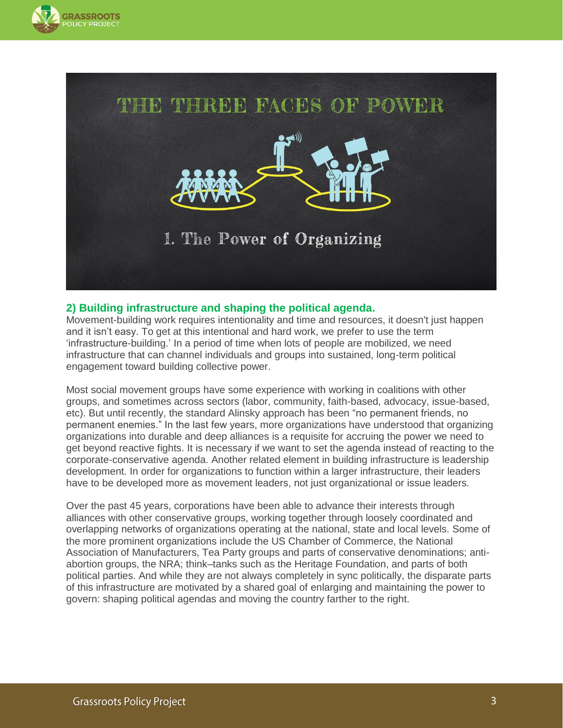THE THREE FACES OF POWER

1. The Power of Organizing

### 2) Building infrastructure and shaping the political agenda.

Movement-building work requires intentionality and time and resources, it doesn't just happen and it isn't easy. To get at this intentional and hard work, we prefer to use the term 'infrastructure-building.' In a period of time when lots of people are mobilized, we need infrastructure that can channel individuals and groups into sustained, long-term political engagement toward building collective power.

Most social movement groups have some experience with working in coalitions with other groups, and sometimes across sectors (labor, community, faith-based, advocacy, issue-based, etc). But until recently, the standard Alinsky approach has been "no permanent friends, no permanent enemies." In the last few years, more organizations have understood that organizing organizations into durable and deep alliances is a requisite for accruing the power we need to get beyond reactive fights. It is necessary if we want to set the agenda instead of reacting to the corporate-conservative agenda. Another related element in building infrastructure is leadership development. In order for organizations to function within a larger infrastructure, their leaders have to be developed more as movement leaders, not just organizational or issue leaders.

Over the past 45 years, corporations have been able to advance their interests through alliances with other conservative groups, working together through loosely coordinated and overlapping networks of organizations operating at the national, state and local levels. Some of the more prominent organizations include the US Chamber of Commerce, the National Association of Manufacturers, Tea Party groups and parts of conservative denominations; anti-abortion groups, the NRA; think–tanks such as the Heritage Foundation, and parts of both political parties. And while they are not always completely in sync politically, the disparate parts of this infrastructure are motivated by a shared goal of enlarging and maintaining the power to govern: shaping political agendas and moving the country farther to the right.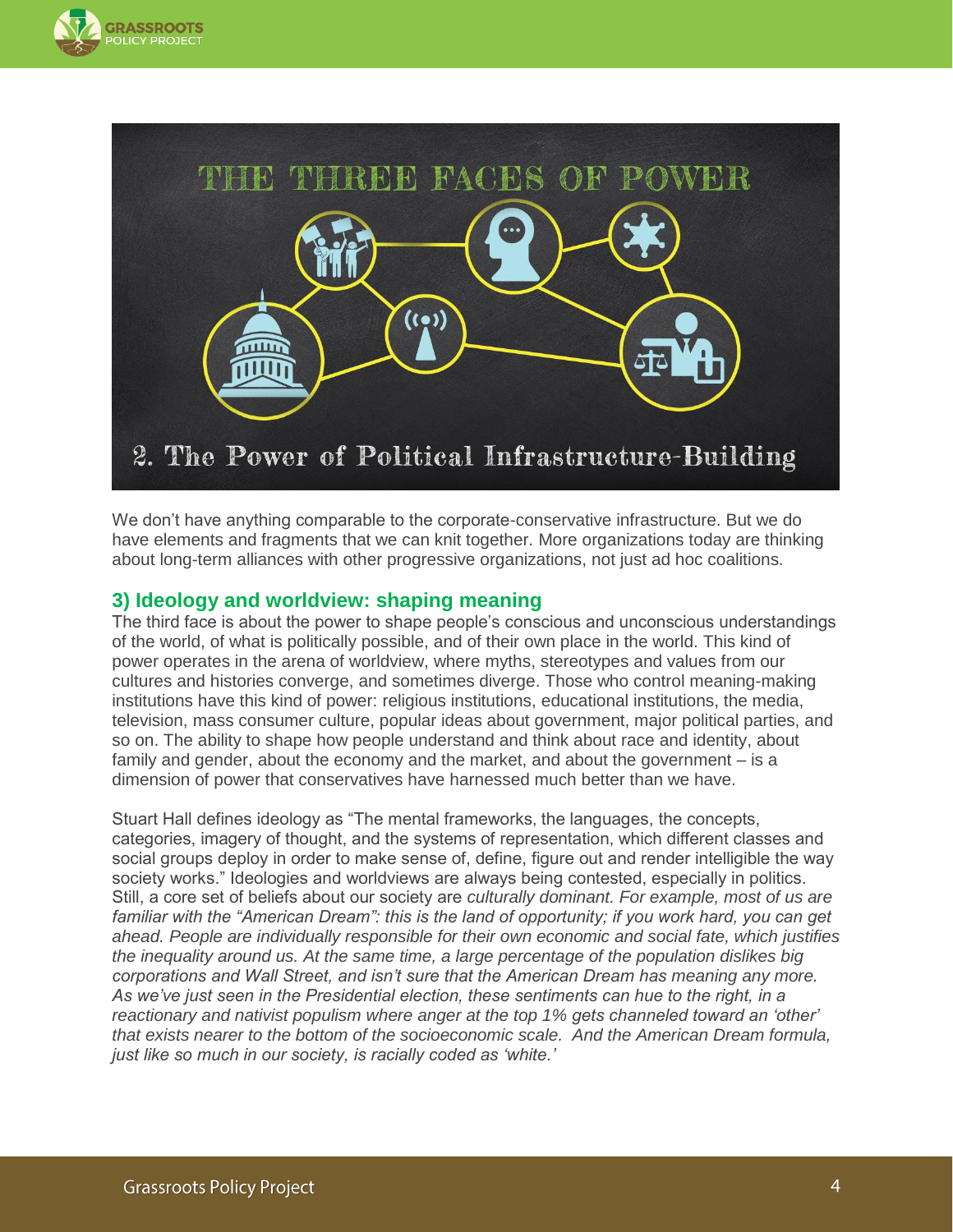We don't have anything comparable to the corporate-conservative infrastructure. But we do have elements and fragments that we can knit together. More organizations today are thinking about long-term alliances with other progressive organizations, not just ad hoc coalitions.

### 3) Ideology and worldview: shaping meaning

The third face is about the power to shape people's conscious and unconscious understandings of the world, of what is politically possible, and of their own place in the world. This kind of power operates in the arena of worldview, where myths, stereotypes and values from our cultures and histories converge, and sometimes diverge. Those who control meaning-making institutions have this kind of power: religious institutions, educational institutions, the media, television, mass consumer culture, popular ideas about government, major political parties, and so on. The ability to shape how people understand and think about race and identity, about family and gender, about the economy and the market, and about the government – is a dimension of power that conservatives have harnessed much better than we have.

Stuart Hall defines ideology as "The mental frameworks, the languages, the concepts, categories, imagery of thought, and the systems of representation, which different classes and social groups deploy in order to make sense of, define, figure out and render intelligible the way society works." Ideologies and worldviews are always being contested, especially in politics. Still, a core set of beliefs about our society are *culturally dominant. For example, most of us are familiar with the "American Dream": this is the land of opportunity; if you work hard, you can get ahead. People are individually responsible for their own economic and social fate, which justifies the inequality around us. At the same time, a large percentage of the population dislikes big corporations and Wall Street, and isn't sure that the American Dream has meaning any more. As we've just seen in the Presidential election, these sentiments can hue to the right, in a reactionary and nativist populism where anger at the top 1% gets channeled toward an 'other' that exists nearer to the bottom of the socioeconomic scale. And the American Dream formula, just like so much in our society, is racially coded as 'white.'*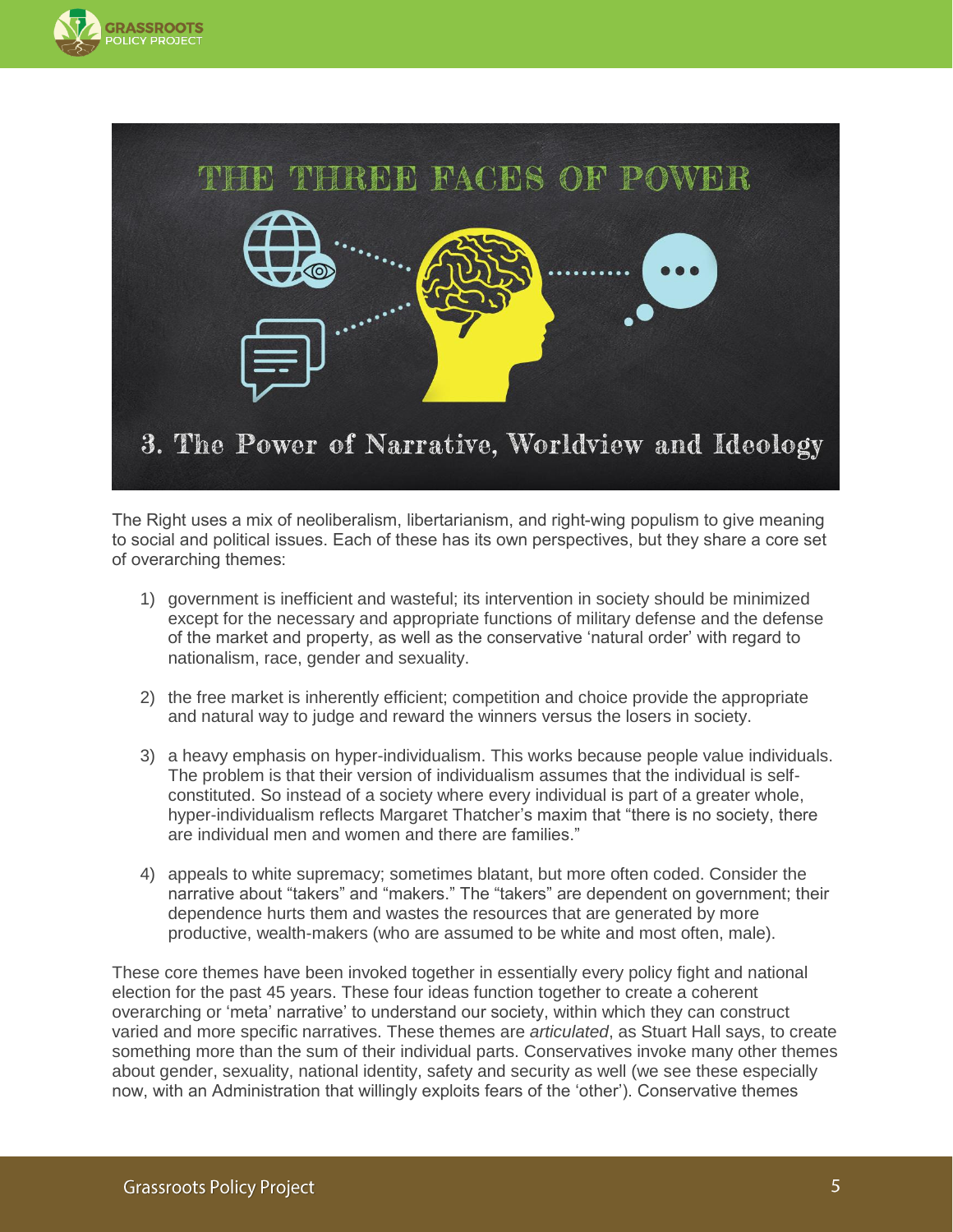# THE THREE FACES OF POWER

## 3. The Power of Narrative, Worldview and Ideology

The Right uses a mix of neoliberalism, libertarianism, and right-wing populism to give meaning to social and political issues. Each of these has its own perspectives, but they share a core set of overarching themes:

1) government is inefficient and wasteful; its intervention in society should be minimized except for the necessary and appropriate functions of military defense and the defense of the market and property, as well as the conservative 'natural order' with regard to nationalism, race, gender and sexuality.

2) the free market is inherently efficient; competition and choice provide the appropriate and natural way to judge and reward the winners versus the losers in society.

3) a heavy emphasis on hyper-individualism. This works because people value individuals. The problem is that their version of individualism assumes that the individual is self-constituted. So instead of a society where every individual is part of a greater whole, hyper-individualism reflects Margaret Thatcher's maxim that "there is no society, there are individual men and women and there are families."

4) appeals to white supremacy; sometimes blatant, but more often coded. Consider the narrative about "takers" and "makers." The "takers" are dependent on government; their dependence hurts them and wastes the resources that are generated by more productive, wealth-makers (who are assumed to be white and most often, male).

These core themes have been invoked together in essentially every policy fight and national election for the past 45 years. These four ideas function together to create a coherent overarching or 'meta' narrative' to understand our society, within which they can construct varied and more specific narratives. These themes are *articulated*, as Stuart Hall says, to create something more than the sum of their individual parts. Conservatives invoke many other themes about gender, sexuality, national identity, safety and security as well (we see these especially now, with an Administration that willingly exploits fears of the 'other'). Conservative themes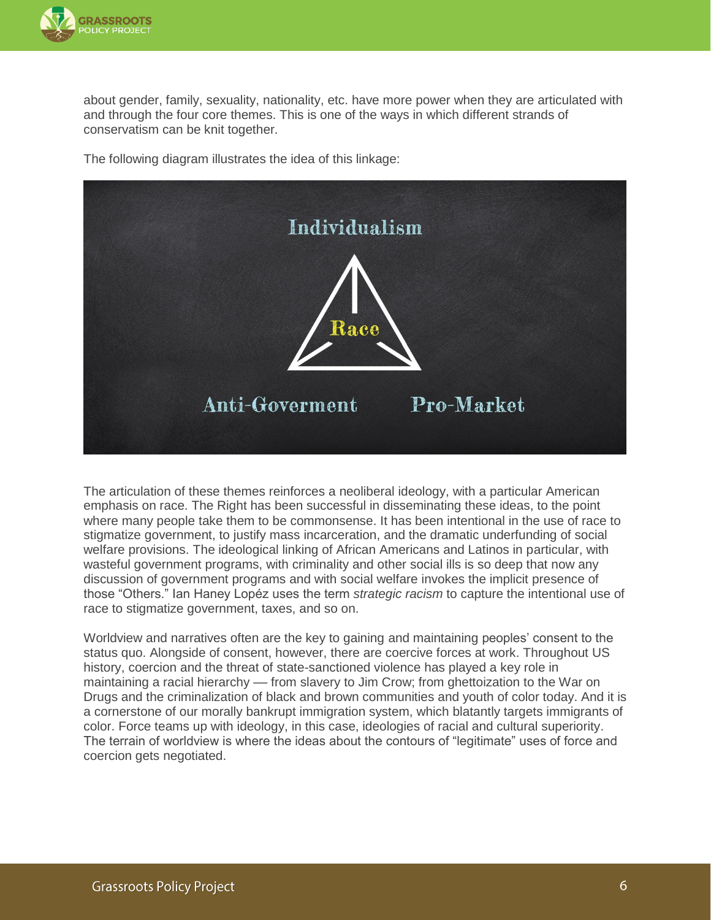about gender, family, sexuality, nationality, etc. have more power when they are articulated with and through the four core themes. This is one of the ways in which different strands of conservatism can be knit together.

The following diagram illustrates the idea of this linkage:

Individualism

Race

Anti-Goverment

Pro-Market

The articulation of these themes reinforces a neoliberal ideology, with a particular American emphasis on race. The Right has been successful in disseminating these ideas, to the point where many people take them to be commonsense. It has been intentional in the use of race to stigmatize government, to justify mass incarceration, and the dramatic underfunding of social welfare provisions. The ideological linking of African Americans and Latinos in particular, with wasteful government programs, with criminality and other social ills is so deep that now any discussion of government programs and with social welfare invokes the implicit presence of those "Others." Ian Haney Lopéz uses the term *strategic racism* to capture the intentional use of race to stigmatize government, taxes, and so on.

Worldview and narratives often are the key to gaining and maintaining peoples' consent to the status quo. Alongside of consent, however, there are coercive forces at work. Throughout US history, coercion and the threat of state-sanctioned violence has played a key role in maintaining a racial hierarchy — from slavery to Jim Crow; from ghettoization to the War on Drugs and the criminalization of black and brown communities and youth of color today. And it is a cornerstone of our morally bankrupt immigration system, which blatantly targets immigrants of color. Force teams up with ideology, in this case, ideologies of racial and cultural superiority. The terrain of worldview is where the ideas about the contours of "legitimate" uses of force and coercion gets negotiated.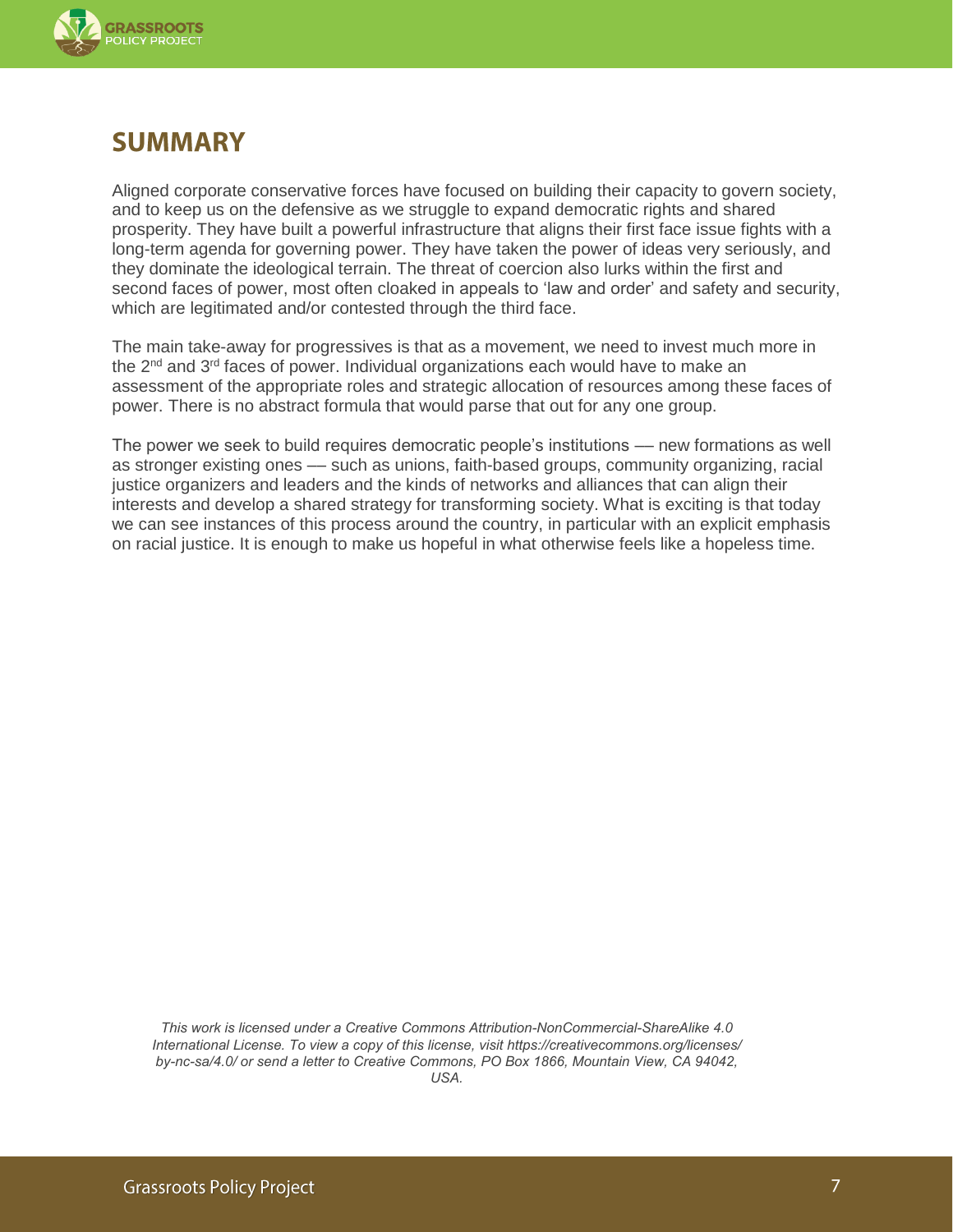# SUMMARY

Aligned corporate conservative forces have focused on building their capacity to govern society, and to keep us on the defensive as we struggle to expand democratic rights and shared prosperity. They have built a powerful infrastructure that aligns their first face issue fights with a long-term agenda for governing power. They have taken the power of ideas very seriously, and they dominate the ideological terrain. The threat of coercion also lurks within the first and second faces of power, most often cloaked in appeals to 'law and order' and safety and security, which are legitimated and/or contested through the third face.

The main take-away for progressives is that as a movement, we need to invest much more in the 2nd and 3rd faces of power. Individual organizations each would have to make an assessment of the appropriate roles and strategic allocation of resources among these faces of power. There is no abstract formula that would parse that out for any one group.

The power we seek to build requires democratic people's institutions — new formations as well as stronger existing ones — such as unions, faith-based groups, community organizing, racial justice organizers and leaders and the kinds of networks and alliances that can align their interests and develop a shared strategy for transforming society. What is exciting is that today we can see instances of this process around the country, in particular with an explicit emphasis on racial justice. It is enough to make us hopeful in what otherwise feels like a hopeless time.

*This work is licensed under a Creative Commons Attribution-NonCommercial-ShareAlike 4.0 International License. To view a copy of this license, visit https://creativecommons.org/licenses/by-nc-sa/4.0/ or send a letter to Creative Commons, PO Box 1866, Mountain View, CA 94042, USA.*